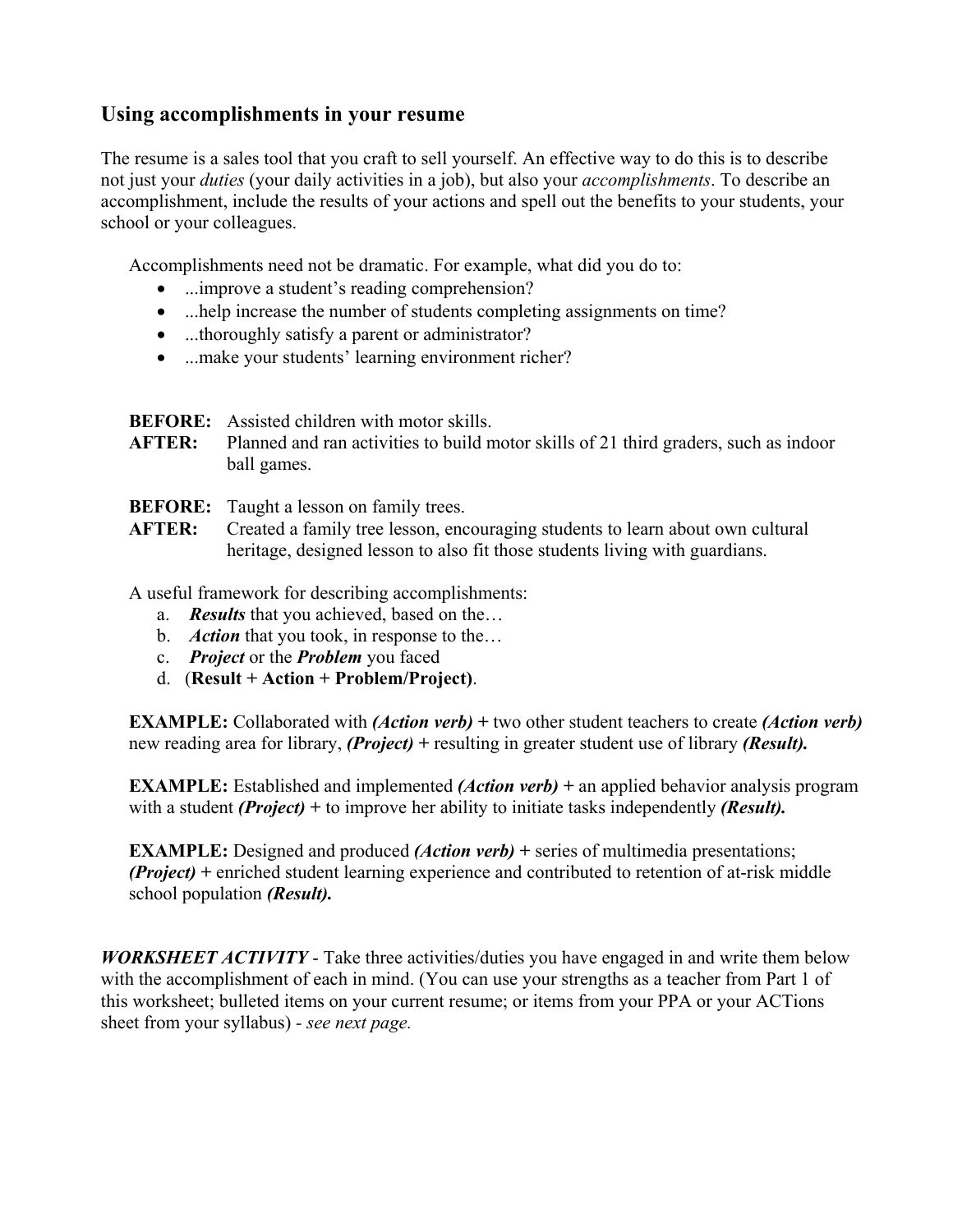## Using accomplishments in your resume

The resume is a sales tool that you craft to sell yourself. An effective way to do this is to describe not just your *duties* (your daily activities in a job), but also your *accomplishments*. To describe an accomplishment, include the results of your actions and spell out the benefits to your students, your school or your colleagues.

Accomplishments need not be dramatic. For example, what did you do to:

- ...improve a student's reading comprehension?
- ...help increase the number of students completing assignments on time?
- ...thoroughly satisfy a parent or administrator?
- ...make your students' learning environment richer?

**BEFORE:** Assisted children with motor skills.
**AFTER:** Planned and ran activities to build motor skills of 21 third graders, such as indoor ball games.

**BEFORE:** Taught a lesson on family trees.
**AFTER:** Created a family tree lesson, encouraging students to learn about own cultural heritage, designed lesson to also fit those students living with guardians.

A useful framework for describing accomplishments:

a. ***Results*** that you achieved, based on the…
b. ***Action*** that you took, in response to the…
c. ***Project*** or the ***Problem*** you faced
d. (**Result + Action + Problem/Project)**.

**EXAMPLE:** Collaborated with ***(Action verb)* +** two other student teachers to create ***(Action verb)*** new reading area for library, ***(Project)* +** resulting in greater student use of library ***(Result).***

**EXAMPLE:** Established and implemented ***(Action verb)* +** an applied behavior analysis program with a student ***(Project)* +** to improve her ability to initiate tasks independently ***(Result).***

**EXAMPLE:** Designed and produced ***(Action verb)* +** series of multimedia presentations; ***(Project)* +** enriched student learning experience and contributed to retention of at-risk middle school population ***(Result).***

***WORKSHEET ACTIVITY*** - Take three activities/duties you have engaged in and write them below with the accomplishment of each in mind. (You can use your strengths as a teacher from Part 1 of this worksheet; bulleted items on your current resume; or items from your PPA or your ACTions sheet from your syllabus) - *see next page.*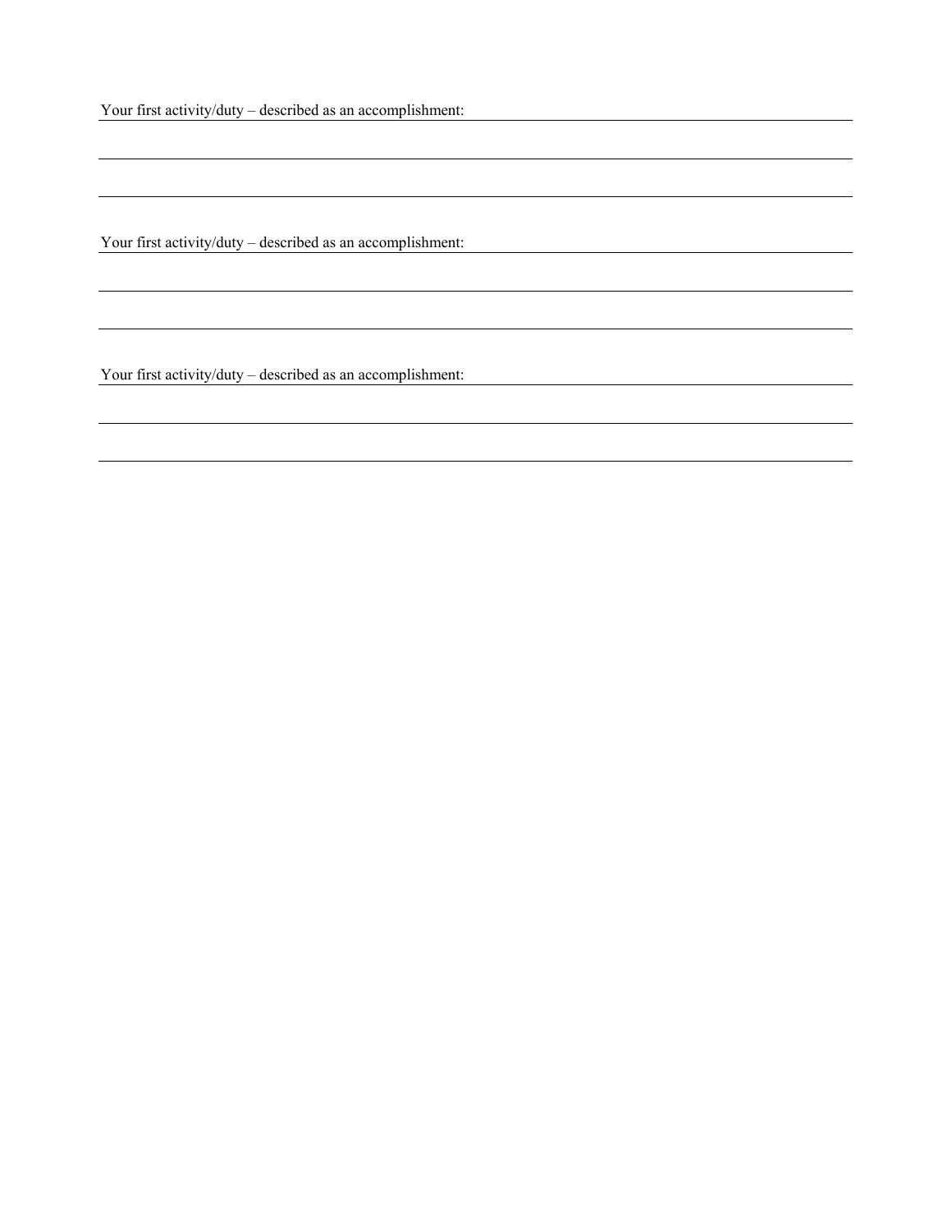Your first activity/duty – described as an accomplishment: ______________________________

_____________________________________________________________________________

_____________________________________________________________________________

Your first activity/duty – described as an accomplishment: ______________________________

_____________________________________________________________________________

_____________________________________________________________________________

Your first activity/duty – described as an accomplishment: ______________________________

_____________________________________________________________________________

_____________________________________________________________________________